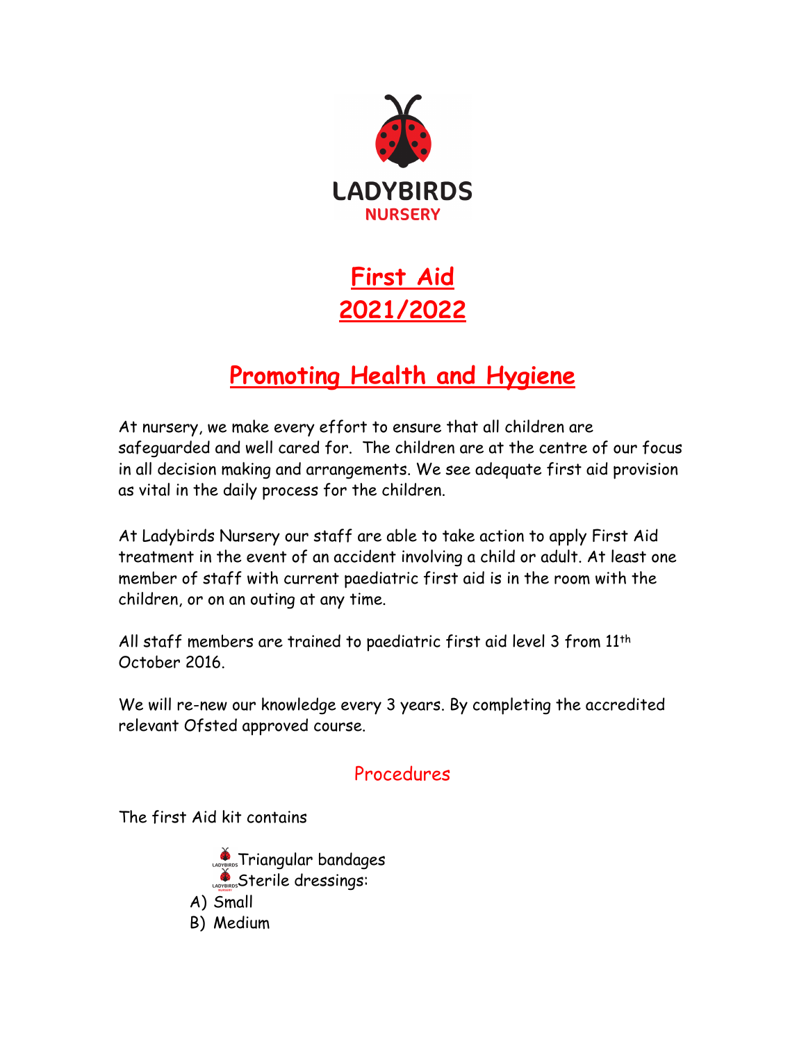LADYBIRDS
NURSERY

# First Aid 2021/2022

## Promoting Health and Hygiene

At nursery, we make every effort to ensure that all children are safeguarded and well cared for. The children are at the centre of our focus in all decision making and arrangements. We see adequate first aid provision as vital in the daily process for the children.

At Ladybirds Nursery our staff are able to take action to apply First Aid treatment in the event of an accident involving a child or adult. At least one member of staff with current paediatric first aid is in the room with the children, or on an outing at any time.

All staff members are trained to paediatric first aid level 3 from 11th October 2016.

We will re-new our knowledge every 3 years. By completing the accredited relevant Ofsted approved course.

### Procedures

The first Aid kit contains

- Triangular bandages
- Sterile dressings:

A) Small
B) Medium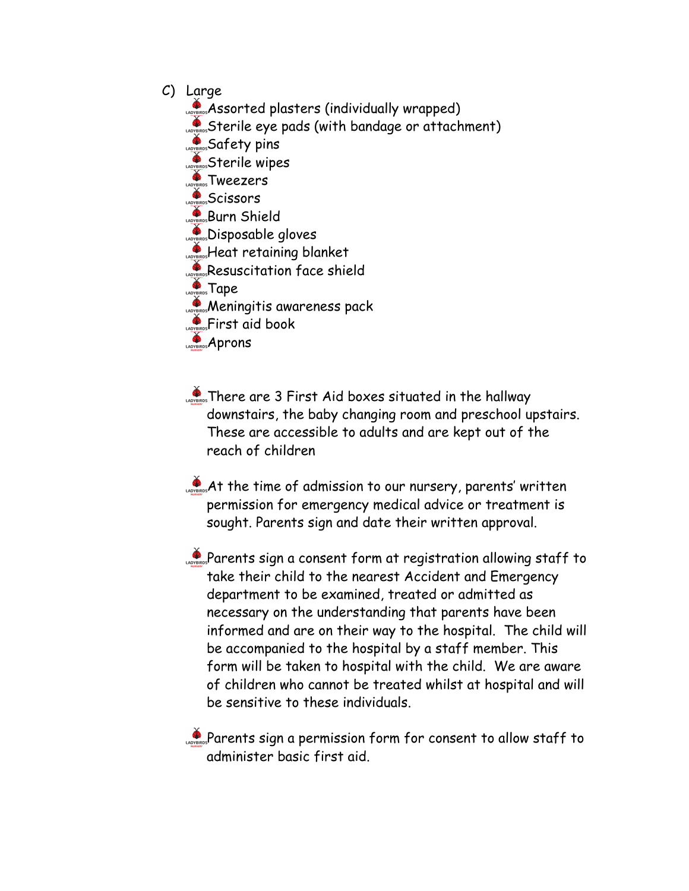C) Large

- Assorted plasters (individually wrapped)
- Sterile eye pads (with bandage or attachment)
- Safety pins
- Sterile wipes
- Tweezers
- Scissors
- Burn Shield
- Disposable gloves
- Heat retaining blanket
- Resuscitation face shield
- Tape
- Meningitis awareness pack
- First aid book
- Aprons

- There are 3 First Aid boxes situated in the hallway downstairs, the baby changing room and preschool upstairs. These are accessible to adults and are kept out of the reach of children

- At the time of admission to our nursery, parents' written permission for emergency medical advice or treatment is sought. Parents sign and date their written approval.

- Parents sign a consent form at registration allowing staff to take their child to the nearest Accident and Emergency department to be examined, treated or admitted as necessary on the understanding that parents have been informed and are on their way to the hospital. The child will be accompanied to the hospital by a staff member. This form will be taken to hospital with the child. We are aware of children who cannot be treated whilst at hospital and will be sensitive to these individuals.

- Parents sign a permission form for consent to allow staff to administer basic first aid.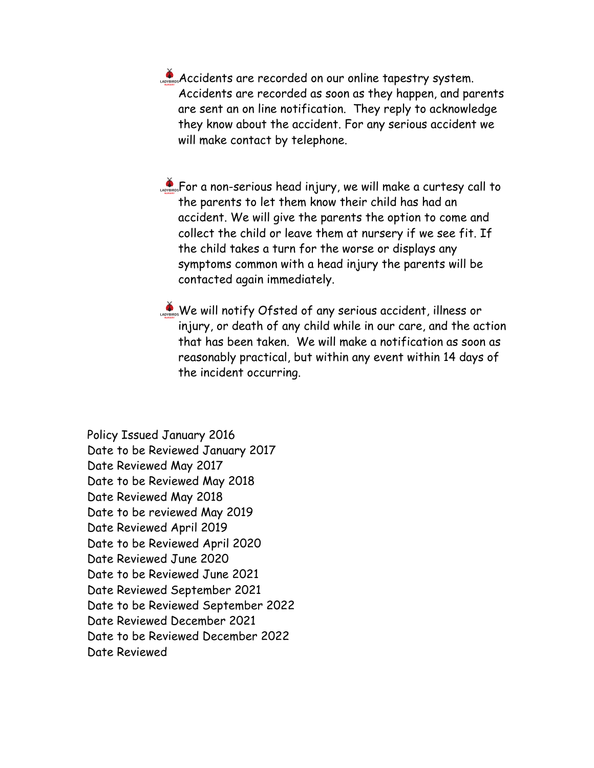- Accidents are recorded on our online tapestry system. Accidents are recorded as soon as they happen, and parents are sent an on line notification. They reply to acknowledge they know about the accident. For any serious accident we will make contact by telephone.

- For a non-serious head injury, we will make a curtesy call to the parents to let them know their child has had an accident. We will give the parents the option to come and collect the child or leave them at nursery if we see fit. If the child takes a turn for the worse or displays any symptoms common with a head injury the parents will be contacted again immediately.

- We will notify Ofsted of any serious accident, illness or injury, or death of any child while in our care, and the action that has been taken. We will make a notification as soon as reasonably practical, but within any event within 14 days of the incident occurring.

Policy Issued January 2016
Date to be Reviewed January 2017
Date Reviewed May 2017
Date to be Reviewed May 2018
Date Reviewed May 2018
Date to be reviewed May 2019
Date Reviewed April 2019
Date to be Reviewed April 2020
Date Reviewed June 2020
Date to be Reviewed June 2021
Date Reviewed September 2021
Date to be Reviewed September 2022
Date Reviewed December 2021
Date to be Reviewed December 2022
Date Reviewed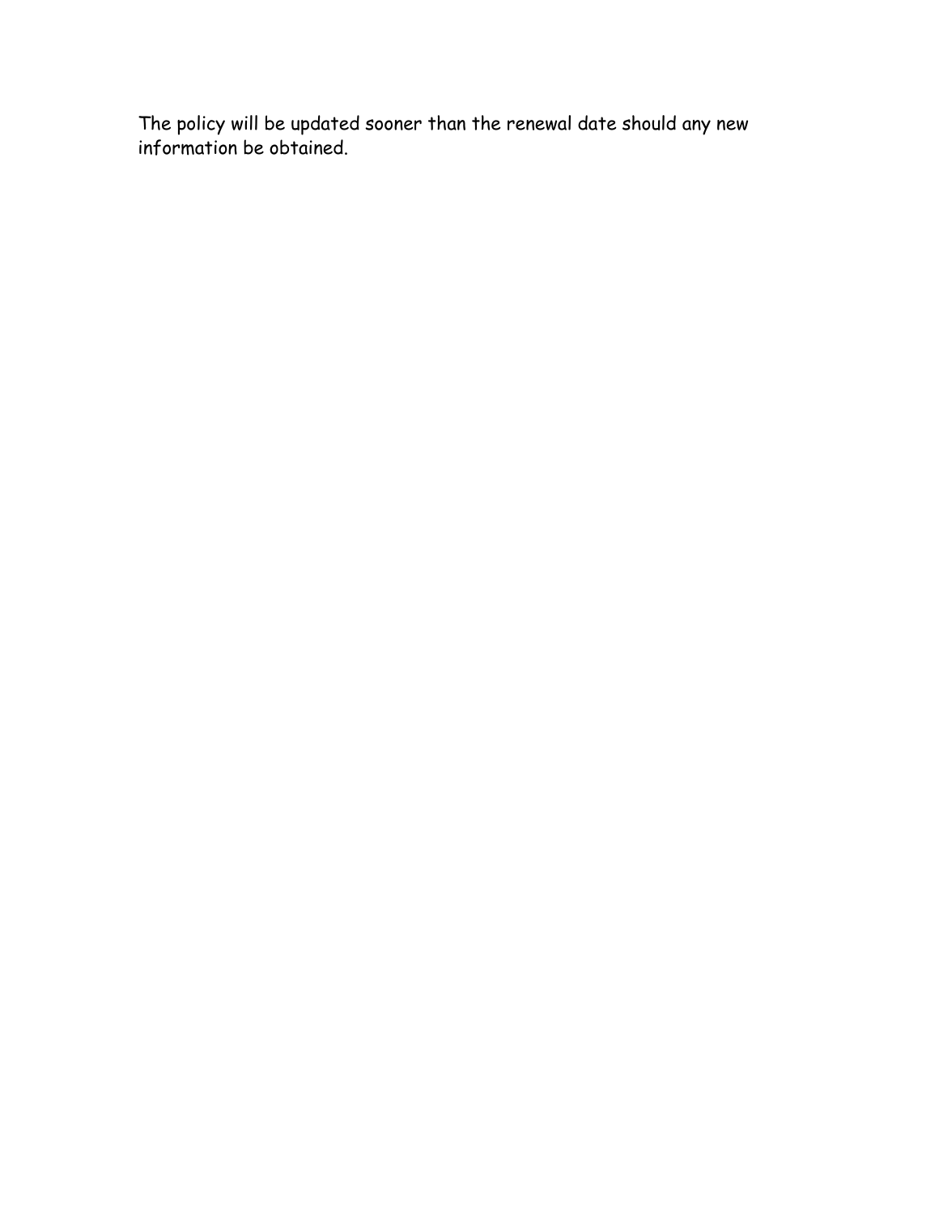The policy will be updated sooner than the renewal date should any new information be obtained.